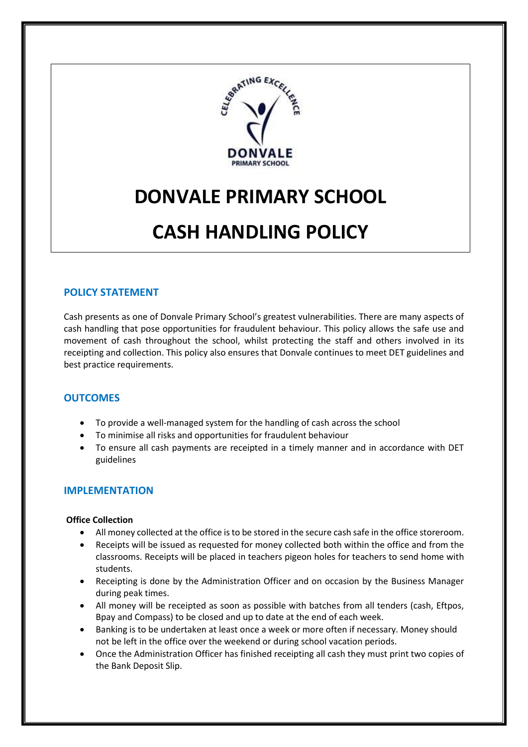# DONVALE PRIMARY SCHOOL

# CASH HANDLING POLICY

## POLICY STATEMENT

Cash presents as one of Donvale Primary School's greatest vulnerabilities. There are many aspects of cash handling that pose opportunities for fraudulent behaviour. This policy allows the safe use and movement of cash throughout the school, whilst protecting the staff and others involved in its receipting and collection. This policy also ensures that Donvale continues to meet DET guidelines and best practice requirements.

## OUTCOMES

- To provide a well-managed system for the handling of cash across the school
- To minimise all risks and opportunities for fraudulent behaviour
- To ensure all cash payments are receipted in a timely manner and in accordance with DET guidelines

## IMPLEMENTATION

**Office Collection**

- All money collected at the office is to be stored in the secure cash safe in the office storeroom.
- Receipts will be issued as requested for money collected both within the office and from the classrooms. Receipts will be placed in teachers pigeon holes for teachers to send home with students.
- Receipting is done by the Administration Officer and on occasion by the Business Manager during peak times.
- All money will be receipted as soon as possible with batches from all tenders (cash, Eftpos, Bpay and Compass) to be closed and up to date at the end of each week.
- Banking is to be undertaken at least once a week or more often if necessary. Money should not be left in the office over the weekend or during school vacation periods.
- Once the Administration Officer has finished receipting all cash they must print two copies of the Bank Deposit Slip.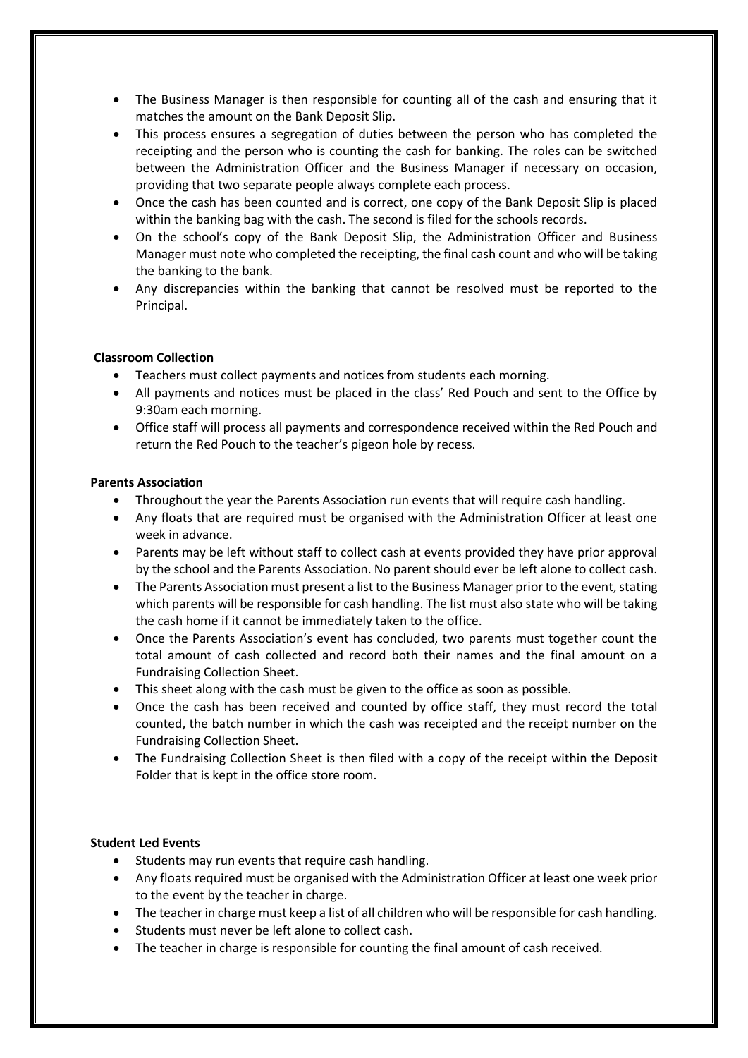- The Business Manager is then responsible for counting all of the cash and ensuring that it matches the amount on the Bank Deposit Slip.
- This process ensures a segregation of duties between the person who has completed the receipting and the person who is counting the cash for banking. The roles can be switched between the Administration Officer and the Business Manager if necessary on occasion, providing that two separate people always complete each process.
- Once the cash has been counted and is correct, one copy of the Bank Deposit Slip is placed within the banking bag with the cash. The second is filed for the schools records.
- On the school's copy of the Bank Deposit Slip, the Administration Officer and Business Manager must note who completed the receipting, the final cash count and who will be taking the banking to the bank.
- Any discrepancies within the banking that cannot be resolved must be reported to the Principal.

**Classroom Collection**

- Teachers must collect payments and notices from students each morning.
- All payments and notices must be placed in the class' Red Pouch and sent to the Office by 9:30am each morning.
- Office staff will process all payments and correspondence received within the Red Pouch and return the Red Pouch to the teacher's pigeon hole by recess.

**Parents Association**

- Throughout the year the Parents Association run events that will require cash handling.
- Any floats that are required must be organised with the Administration Officer at least one week in advance.
- Parents may be left without staff to collect cash at events provided they have prior approval by the school and the Parents Association. No parent should ever be left alone to collect cash.
- The Parents Association must present a list to the Business Manager prior to the event, stating which parents will be responsible for cash handling. The list must also state who will be taking the cash home if it cannot be immediately taken to the office.
- Once the Parents Association's event has concluded, two parents must together count the total amount of cash collected and record both their names and the final amount on a Fundraising Collection Sheet.
- This sheet along with the cash must be given to the office as soon as possible.
- Once the cash has been received and counted by office staff, they must record the total counted, the batch number in which the cash was receipted and the receipt number on the Fundraising Collection Sheet.
- The Fundraising Collection Sheet is then filed with a copy of the receipt within the Deposit Folder that is kept in the office store room.

**Student Led Events**

- Students may run events that require cash handling.
- Any floats required must be organised with the Administration Officer at least one week prior to the event by the teacher in charge.
- The teacher in charge must keep a list of all children who will be responsible for cash handling.
- Students must never be left alone to collect cash.
- The teacher in charge is responsible for counting the final amount of cash received.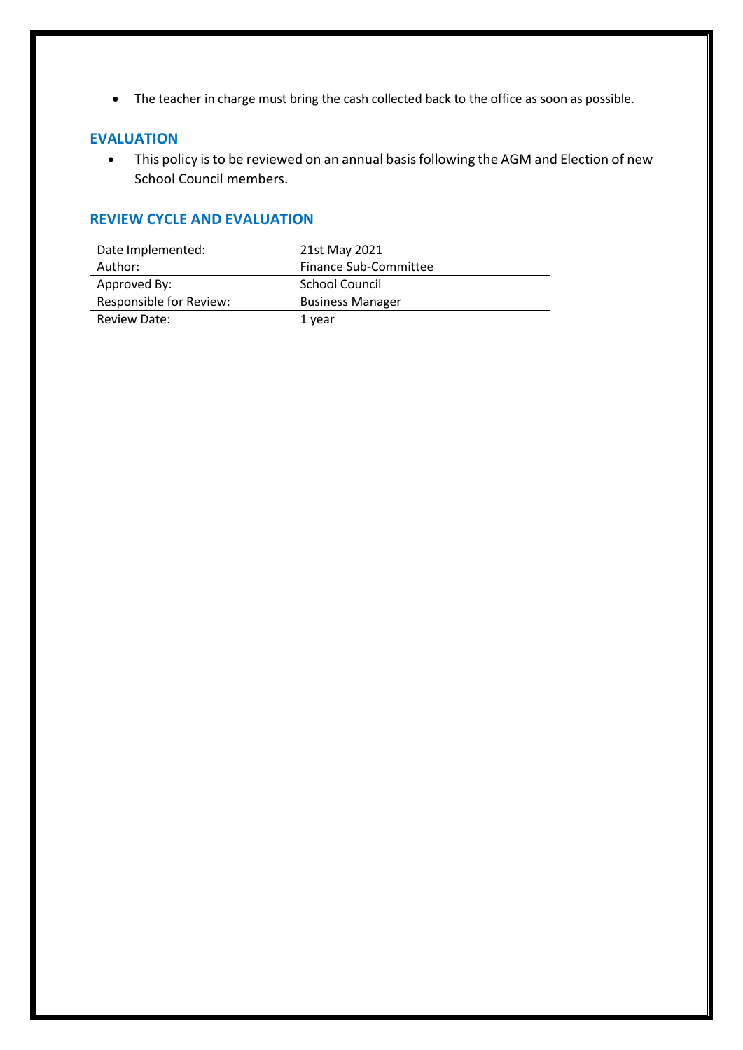- The teacher in charge must bring the cash collected back to the office as soon as possible.

## EVALUATION

- This policy is to be reviewed on an annual basis following the AGM and Election of new School Council members.

## REVIEW CYCLE AND EVALUATION

| | |
|---|---|
| Date Implemented: | 21st May 2021 |
| Author: | Finance Sub-Committee |
| Approved By: | School Council |
| Responsible for Review: | Business Manager |
| Review Date: | 1 year |